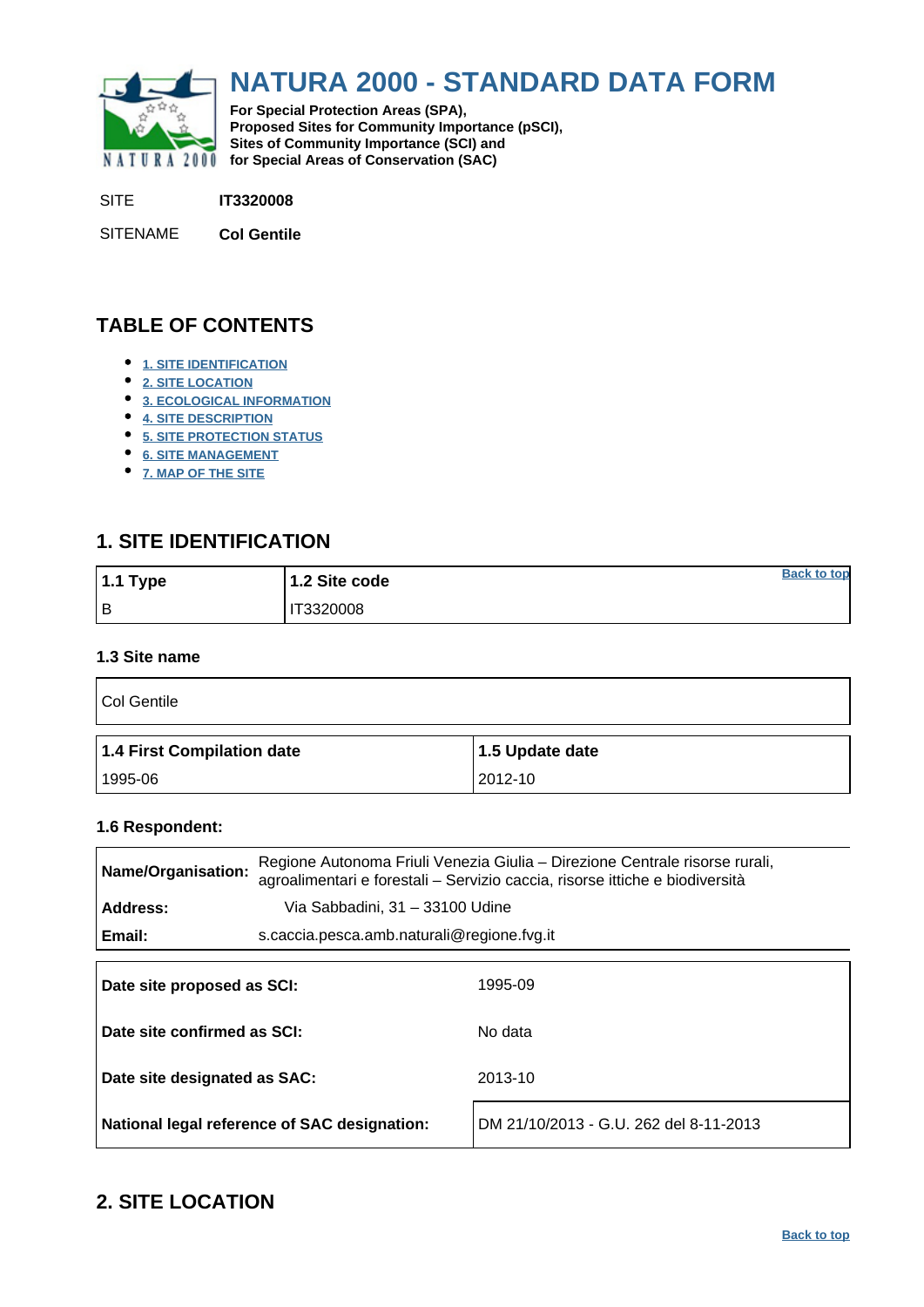# NATURA 2000 - STANDARD DATA FORM

**For Special Protection Areas (SPA), Proposed Sites for Community Importance (pSCI), Sites of Community Importance (SCI) and for Special Areas of Conservation (SAC)**

SITE **IT3320008**

SITENAME **Col Gentile**

## TABLE OF CONTENTS

- 1. SITE IDENTIFICATION
- 2. SITE LOCATION
- 3. ECOLOGICAL INFORMATION
- 4. SITE DESCRIPTION
- 5. SITE PROTECTION STATUS
- 6. SITE MANAGEMENT
- 7. MAP OF THE SITE

## 1. SITE IDENTIFICATION

| 1.1 Type | 1.2 Site code |
|---|---|
| B | IT3320008 |

### 1.3 Site name

Col Gentile

| 1.4 First Compilation date | 1.5 Update date |
|---|---|
| 1995-06 | 2012-10 |

### 1.6 Respondent:

| | |
|---|---|
| **Name/Organisation:** | Regione Autonoma Friuli Venezia Giulia – Direzione Centrale risorse rurali, agroalimentari e forestali – Servizio caccia, risorse ittiche e biodiversità |
| **Address:** | Via Sabbadini, 31 – 33100 Udine |
| **Email:** | s.caccia.pesca.amb.naturali@regione.fvg.it |

| | |
|---|---|
| **Date site proposed as SCI:** | 1995-09 |
| **Date site confirmed as SCI:** | No data |
| **Date site designated as SAC:** | 2013-10 |
| **National legal reference of SAC designation:** | DM 21/10/2013 - G.U. 262 del 8-11-2013 |

## 2. SITE LOCATION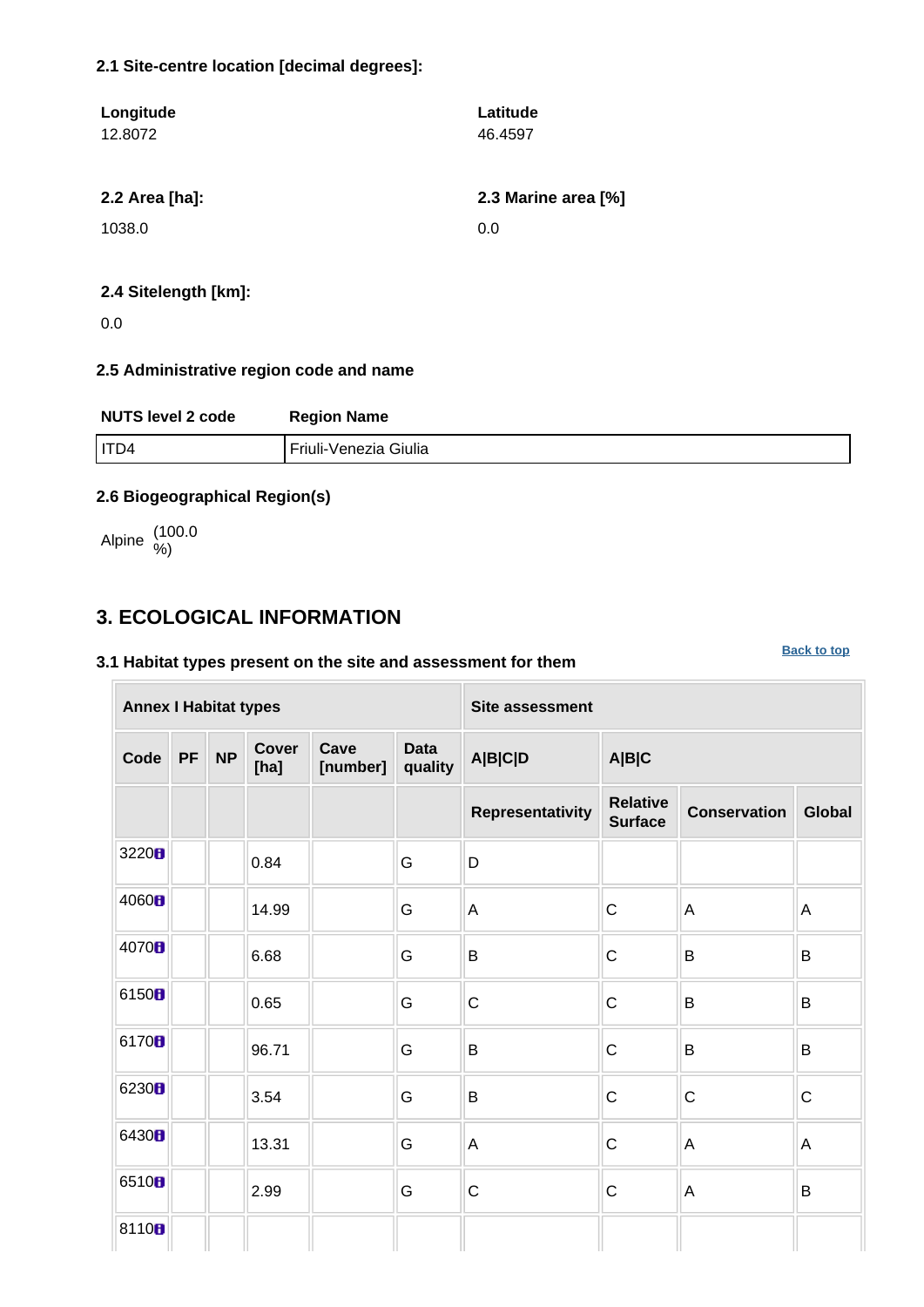### 2.1 Site-centre location [decimal degrees]:

| Longitude | Latitude |
|---|---|
| 12.8072 | 46.4597 |

| 2.2 Area [ha]: | 2.3 Marine area [%] |
|---|---|
| 1038.0 | 0.0 |

**2.4 Sitelength [km]:**

0.0

### 2.5 Administrative region code and name

| NUTS level 2 code | Region Name |
|---|---|
| ITD4 | Friuli-Venezia Giulia |

### 2.6 Biogeographical Region(s)

Alpine (100.0 %)

## 3. ECOLOGICAL INFORMATION

Back to top

### 3.1 Habitat types present on the site and assessment for them

| Annex I Habitat types | | | | | | Site assessment | | | |
|---|---|---|---|---|---|---|---|---|---|
| Code | PF | NP | Cover [ha] | Cave [number] | Data quality | A\|B\|C\|D | A\|B\|C | | |
| | | | | | | Representativity | Relative Surface | Conservation | Global |
| 3220 | | | 0.84 | | G | D | | | |
| 4060 | | | 14.99 | | G | A | C | A | A |
| 4070 | | | 6.68 | | G | B | C | B | B |
| 6150 | | | 0.65 | | G | C | C | B | B |
| 6170 | | | 96.71 | | G | B | C | B | B |
| 6230 | | | 3.54 | | G | B | C | C | C |
| 6430 | | | 13.31 | | G | A | C | A | A |
| 6510 | | | 2.99 | | G | C | C | A | B |
| 8110 | | | | | | | | | |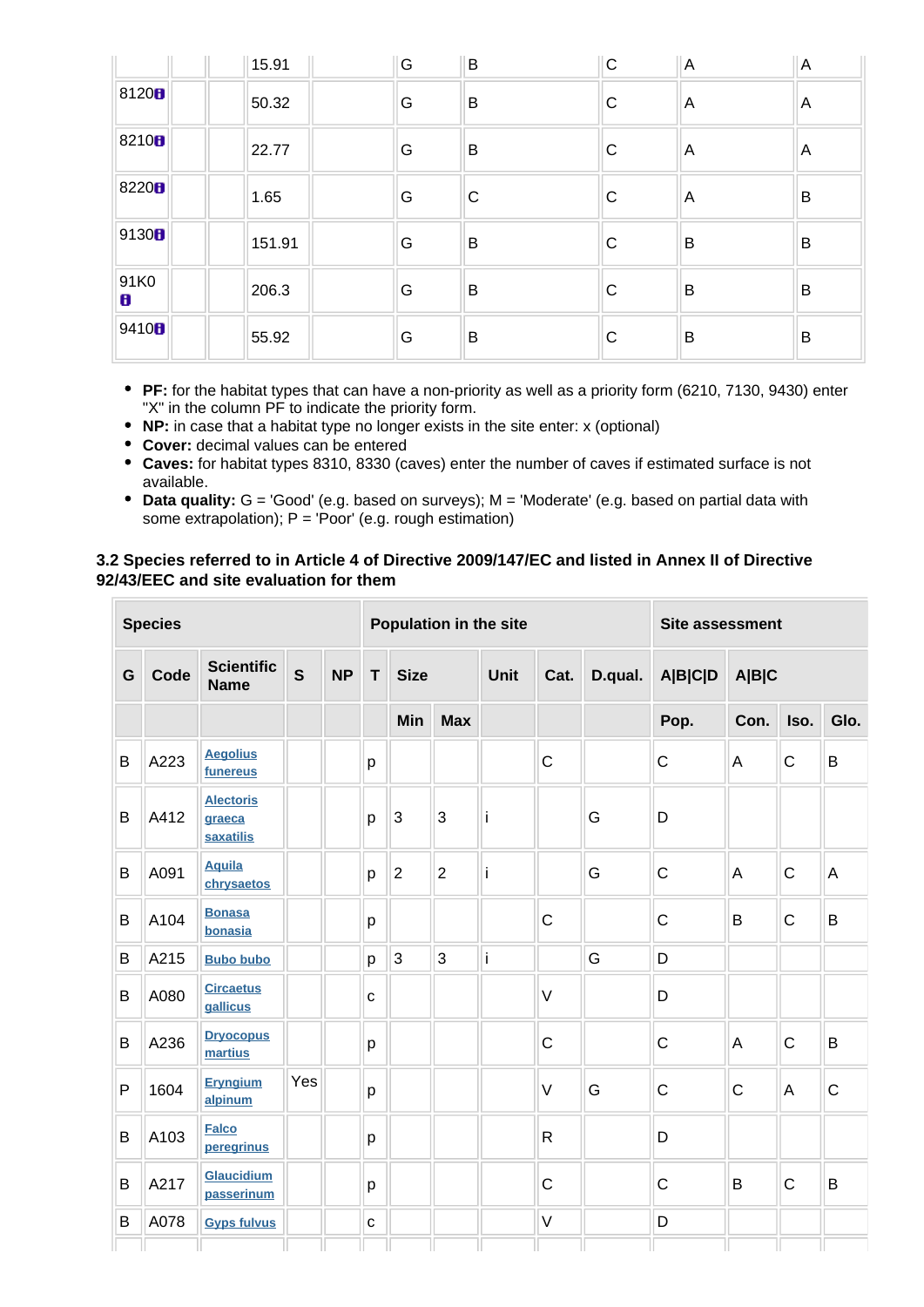| | | | | | | | | | | |
|---|---|---|---|---|---|---|---|---|---|---|
| | | | 15.91 | | G | B | | C | A | A |
| 8120 | | | 50.32 | | G | B | | C | A | A |
| 8210 | | | 22.77 | | G | B | | C | A | A |
| 8220 | | | 1.65 | | G | C | | C | A | B |
| 9130 | | | 151.91 | | G | B | | C | B | B |
| 91K0 | | | 206.3 | | G | B | | C | B | B |
| 9410 | | | 55.92 | | G | B | | C | B | B |

- **PF:** for the habitat types that can have a non-priority as well as a priority form (6210, 7130, 9430) enter "X" in the column PF to indicate the priority form.
- **NP:** in case that a habitat type no longer exists in the site enter: x (optional)
- **Cover:** decimal values can be entered
- **Caves:** for habitat types 8310, 8330 (caves) enter the number of caves if estimated surface is not available.
- **Data quality:** G = 'Good' (e.g. based on surveys); M = 'Moderate' (e.g. based on partial data with some extrapolation); P = 'Poor' (e.g. rough estimation)

### 3.2 Species referred to in Article 4 of Directive 2009/147/EC and listed in Annex II of Directive 92/43/EEC and site evaluation for them

| Species | | | | | Population in the site | | | | | | Site assessment | | | |
|---|---|---|---|---|---|---|---|---|---|---|---|---|---|---|
| G | Code | Scientific Name | S | NP | T | Size | | Unit | Cat. | D.qual. | A\|B\|C\|D | A\|B\|C | | |
| | | | | | | Min | Max | | | | Pop. | Con. | Iso. | Glo. |
| B | A223 | Aegolius funereus | | | p | | | | C | | C | A | C | B |
| B | A412 | Alectoris graeca saxatilis | | | p | 3 | 3 | i | | G | D | | | |
| B | A091 | Aquila chrysaetos | | | p | 2 | 2 | i | | G | C | A | C | A |
| B | A104 | Bonasa bonasia | | | p | | | | C | | C | B | C | B |
| B | A215 | Bubo bubo | | | p | 3 | 3 | i | | G | D | | | |
| B | A080 | Circaetus gallicus | | | c | | | | V | | D | | | |
| B | A236 | Dryocopus martius | | | p | | | | C | | C | A | C | B |
| P | 1604 | Eryngium alpinum | Yes | | p | | | | V | G | C | C | A | C |
| B | A103 | Falco peregrinus | | | p | | | | R | | D | | | |
| B | A217 | Glaucidium passerinum | | | p | | | | C | | C | B | C | B |
| B | A078 | Gyps fulvus | | | c | | | | V | | D | | | |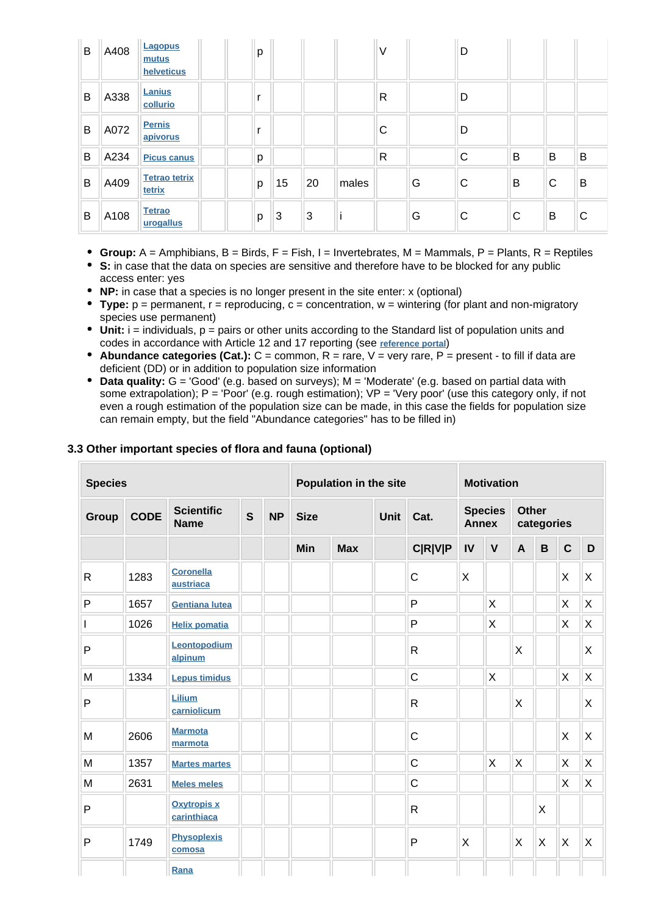| B | A408 | Lagopus mutus helveticus | | | p | | | | V | | D | | | |
|---|---|---|---|---|---|---|---|---|---|---|---|---|---|---|
| B | A338 | Lanius collurio | | | r | | | | R | | D | | | |
| B | A072 | Pernis apivorus | | | r | | | | C | | D | | | |
| B | A234 | Picus canus | | | p | | | | R | | C | B | B | B |
| B | A409 | Tetrao tetrix tetrix | | | p | 15 | 20 | males | | G | C | B | C | B |
| B | A108 | Tetrao urogallus | | | p | 3 | 3 | i | | G | C | C | B | C |

- **Group:** A = Amphibians, B = Birds, F = Fish, I = Invertebrates, M = Mammals, P = Plants, R = Reptiles
- **S:** in case that the data on species are sensitive and therefore have to be blocked for any public access enter: yes
- **NP:** in case that a species is no longer present in the site enter: x (optional)
- **Type:** p = permanent, r = reproducing, c = concentration, w = wintering (for plant and non-migratory species use permanent)
- **Unit:** i = individuals, p = pairs or other units according to the Standard list of population units and codes in accordance with Article 12 and 17 reporting (see reference portal)
- **Abundance categories (Cat.):** C = common, R = rare, V = very rare, P = present - to fill if data are deficient (DD) or in addition to population size information
- **Data quality:** G = 'Good' (e.g. based on surveys); M = 'Moderate' (e.g. based on partial data with some extrapolation); P = 'Poor' (e.g. rough estimation); VP = 'Very poor' (use this category only, if not even a rough estimation of the population size can be made, in this case the fields for population size can remain empty, but the field "Abundance categories" has to be filled in)

### 3.3 Other important species of flora and fauna (optional)

| Species | | | | | Population in the site | | | | Motivation | | | | | |
|---|---|---|---|---|---|---|---|---|---|---|---|---|---|---|
| Group | CODE | Scientific Name | S | NP | Size | | Unit | Cat. | Species Annex | | Other categories | | | |
| | | | | | Min | Max | | C\|R\|V\|P | IV | V | A | B | C | D |
| R | 1283 | Coronella austriaca | | | | | | C | X | | | | X | X |
| P | 1657 | Gentiana lutea | | | | | | P | | X | | | X | X |
| I | 1026 | Helix pomatia | | | | | | P | | X | | | X | X |
| P | | Leontopodium alpinum | | | | | | R | | | X | | | X |
| M | 1334 | Lepus timidus | | | | | | C | | X | | | X | X |
| P | | Lilium carniolicum | | | | | | R | | | X | | | X |
| M | 2606 | Marmota marmota | | | | | | C | | | | | X | X |
| M | 1357 | Martes martes | | | | | | C | | X | X | | X | X |
| M | 2631 | Meles meles | | | | | | C | | | | | X | X |
| P | | Oxytropis x carinthiaca | | | | | | R | | | | X | | |
| P | 1749 | Physoplexis comosa | | | | | | P | X | | X | X | X | X |
| | | Rana | | | | | | | | | | | | |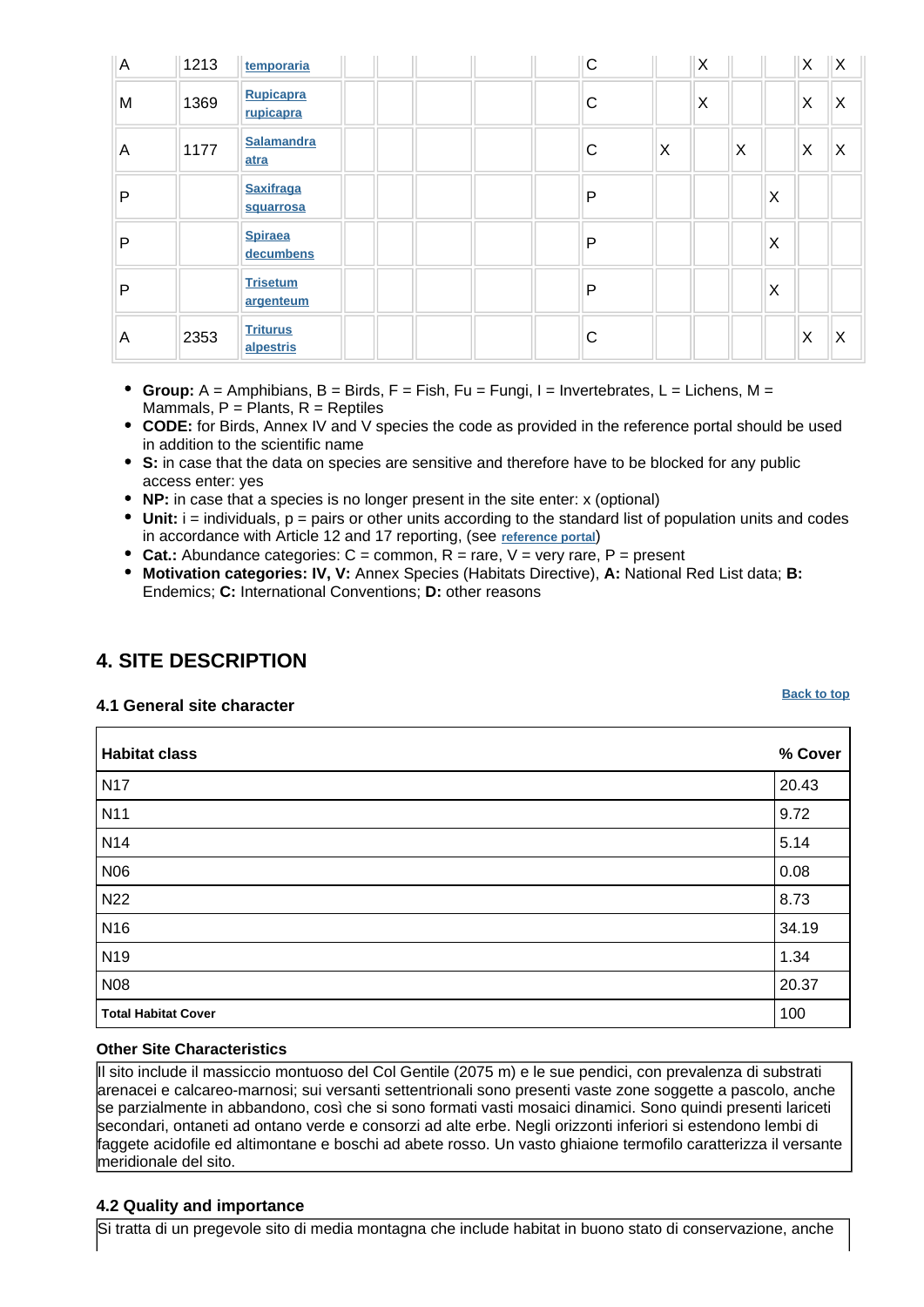| A | 1213 | temporaria | | | | | | C | | X | | | X | X |
|---|---|---|---|---|---|---|---|---|---|---|---|---|---|---|
| M | 1369 | Rupicapra rupicapra | | | | | | C | | X | | | X | X |
| A | 1177 | Salamandra atra | | | | | | C | X | | X | | X | X |
| P | | Saxifraga squarrosa | | | | | | P | | | | X | | |
| P | | Spiraea decumbens | | | | | | P | | | | X | | |
| P | | Trisetum argenteum | | | | | | P | | | | X | | |
| A | 2353 | Triturus alpestris | | | | | | C | | | | | X | X |

- **Group:** A = Amphibians, B = Birds, F = Fish, Fu = Fungi, I = Invertebrates, L = Lichens, M = Mammals, P = Plants, R = Reptiles
- **CODE:** for Birds, Annex IV and V species the code as provided in the reference portal should be used in addition to the scientific name
- **S:** in case that the data on species are sensitive and therefore have to be blocked for any public access enter: yes
- **NP:** in case that a species is no longer present in the site enter: x (optional)
- **Unit:** i = individuals, p = pairs or other units according to the standard list of population units and codes in accordance with Article 12 and 17 reporting, (see reference portal)
- **Cat.:** Abundance categories: C = common, R = rare, V = very rare, P = present
- **Motivation categories: IV, V:** Annex Species (Habitats Directive), **A:** National Red List data; **B:** Endemics; **C:** International Conventions; **D:** other reasons

## 4. SITE DESCRIPTION

### 4.1 General site character

Back to top

| Habitat class | % Cover |
|---|---|
| N17 | 20.43 |
| N11 | 9.72 |
| N14 | 5.14 |
| N06 | 0.08 |
| N22 | 8.73 |
| N16 | 34.19 |
| N19 | 1.34 |
| N08 | 20.37 |
| **Total Habitat Cover** | 100 |

**Other Site Characteristics**

Il sito include il massiccio montuoso del Col Gentile (2075 m) e le sue pendici, con prevalenza di substrati arenacei e calcareo-marnosi; sui versanti settentrionali sono presenti vaste zone soggette a pascolo, anche se parzialmente in abbandono, così che si sono formati vasti mosaici dinamici. Sono quindi presenti lariceti secondari, ontaneti ad ontano verde e consorzi ad alte erbe. Negli orizzonti inferiori si estendono lembi di faggete acidofile ed altimontane e boschi ad abete rosso. Un vasto ghiaione termofilo caratterizza il versante meridionale del sito.

### 4.2 Quality and importance

Si tratta di un pregevole sito di media montagna che include habitat in buono stato di conservazione, anche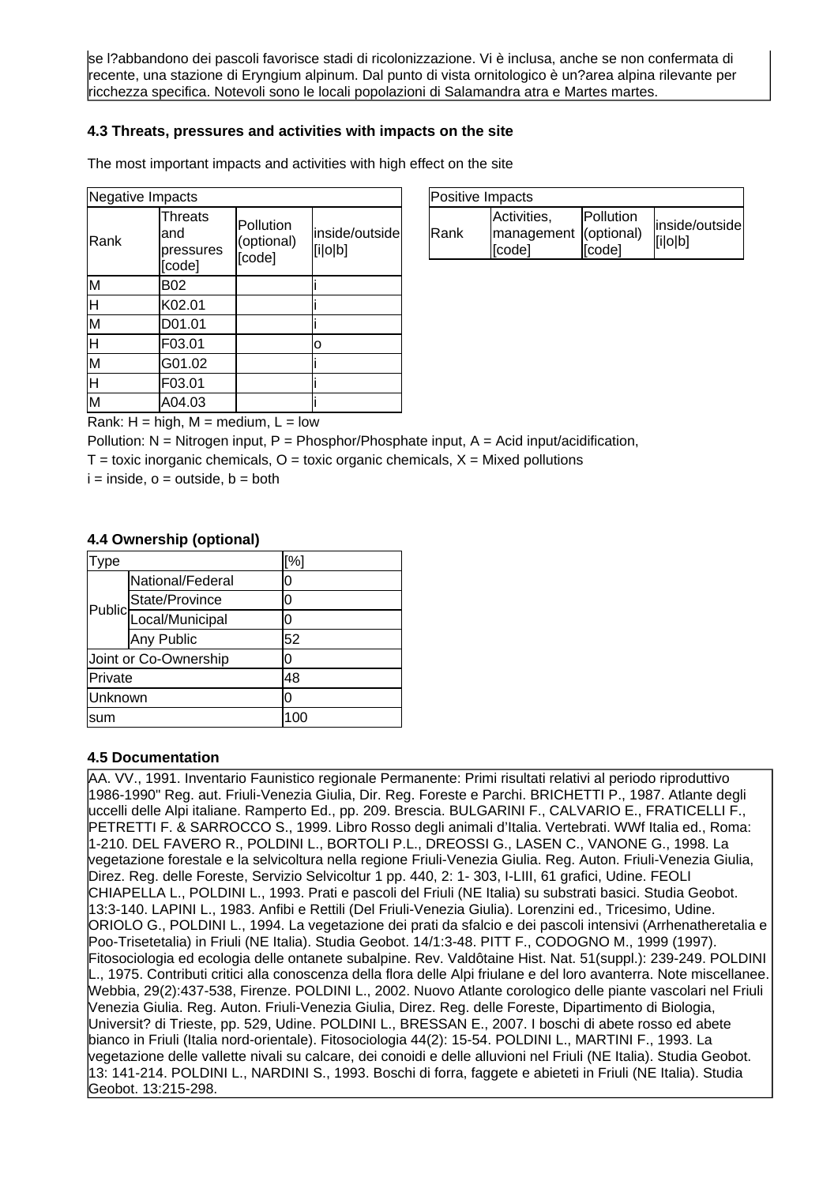se l?abbandono dei pascoli favorisce stadi di ricolonizzazione. Vi è inclusa, anche se non confermata di recente, una stazione di Eryngium alpinum. Dal punto di vista ornitologico è un?area alpina rilevante per ricchezza specifica. Notevoli sono le locali popolazioni di Salamandra atra e Martes martes.

### 4.3 Threats, pressures and activities with impacts on the site

The most important impacts and activities with high effect on the site

| Negative Impacts | | | |
|---|---|---|---|
| Rank | Threats and pressures [code] | Pollution (optional) [code] | inside/outside [i\|o\|b] |
| M | B02 | | i |
| H | K02.01 | | i |
| M | D01.01 | | i |
| H | F03.01 | | o |
| M | G01.02 | | i |
| H | F03.01 | | i |
| M | A04.03 | | i |

| Positive Impacts | | | |
|---|---|---|---|
| Rank | Activities, management [code] | Pollution (optional) [code] | inside/outside [i\|o\|b] |

Rank: H = high, M = medium, L = low

Pollution: N = Nitrogen input, P = Phosphor/Phosphate input, A = Acid input/acidification,

T = toxic inorganic chemicals, O = toxic organic chemicals, X = Mixed pollutions

i = inside, o = outside, b = both

### 4.4 Ownership (optional)

| Type | | [%] |
|---|---|---|
| Public | National/Federal | 0 |
| | State/Province | 0 |
| | Local/Municipal | 0 |
| | Any Public | 52 |
| Joint or Co-Ownership | | 0 |
| Private | | 48 |
| Unknown | | 0 |
| sum | | 100 |

### 4.5 Documentation

AA. VV., 1991. Inventario Faunistico regionale Permanente: Primi risultati relativi al periodo riproduttivo 1986-1990" Reg. aut. Friuli-Venezia Giulia, Dir. Reg. Foreste e Parchi. BRICHETTI P., 1987. Atlante degli uccelli delle Alpi italiane. Ramperto Ed., pp. 209. Brescia. BULGARINI F., CALVARIO E., FRATICELLI F., PETRETTI F. & SARROCCO S., 1999. Libro Rosso degli animali d'Italia. Vertebrati. WWf Italia ed., Roma: 1-210. DEL FAVERO R., POLDINI L., BORTOLI P.L., DREOSSI G., LASEN C., VANONE G., 1998. La vegetazione forestale e la selvicoltura nella regione Friuli-Venezia Giulia. Reg. Auton. Friuli-Venezia Giulia, Direz. Reg. delle Foreste, Servizio Selvicoltur 1 pp. 440, 2: 1- 303, I-LIII, 61 grafici, Udine. FEOLI CHIAPELLA L., POLDINI L., 1993. Prati e pascoli del Friuli (NE Italia) su substrati basici. Studia Geobot. 13:3-140. LAPINI L., 1983. Anfibi e Rettili (Del Friuli-Venezia Giulia). Lorenzini ed., Tricesimo, Udine. ORIOLO G., POLDINI L., 1994. La vegetazione dei prati da sfalcio e dei pascoli intensivi (Arrhenatheretalia e Poo-Trisetetalia) in Friuli (NE Italia). Studia Geobot. 14/1:3-48. PITT F., CODOGNO M., 1999 (1997). Fitosociologia ed ecologia delle ontanete subalpine. Rev. Valdôtaine Hist. Nat. 51(suppl.): 239-249. POLDINI L., 1975. Contributi critici alla conoscenza della flora delle Alpi friulane e del loro avanterra. Note miscellanee. Webbia, 29(2):437-538, Firenze. POLDINI L., 2002. Nuovo Atlante corologico delle piante vascolari nel Friuli Venezia Giulia. Reg. Auton. Friuli-Venezia Giulia, Direz. Reg. delle Foreste, Dipartimento di Biologia, Universit? di Trieste, pp. 529, Udine. POLDINI L., BRESSAN E., 2007. I boschi di abete rosso ed abete bianco in Friuli (Italia nord-orientale). Fitosociologia 44(2): 15-54. POLDINI L., MARTINI F., 1993. La vegetazione delle vallette nivali su calcare, dei conoidi e delle alluvioni nel Friuli (NE Italia). Studia Geobot. 13: 141-214. POLDINI L., NARDINI S., 1993. Boschi di forra, faggete e abieteti in Friuli (NE Italia). Studia Geobot. 13:215-298.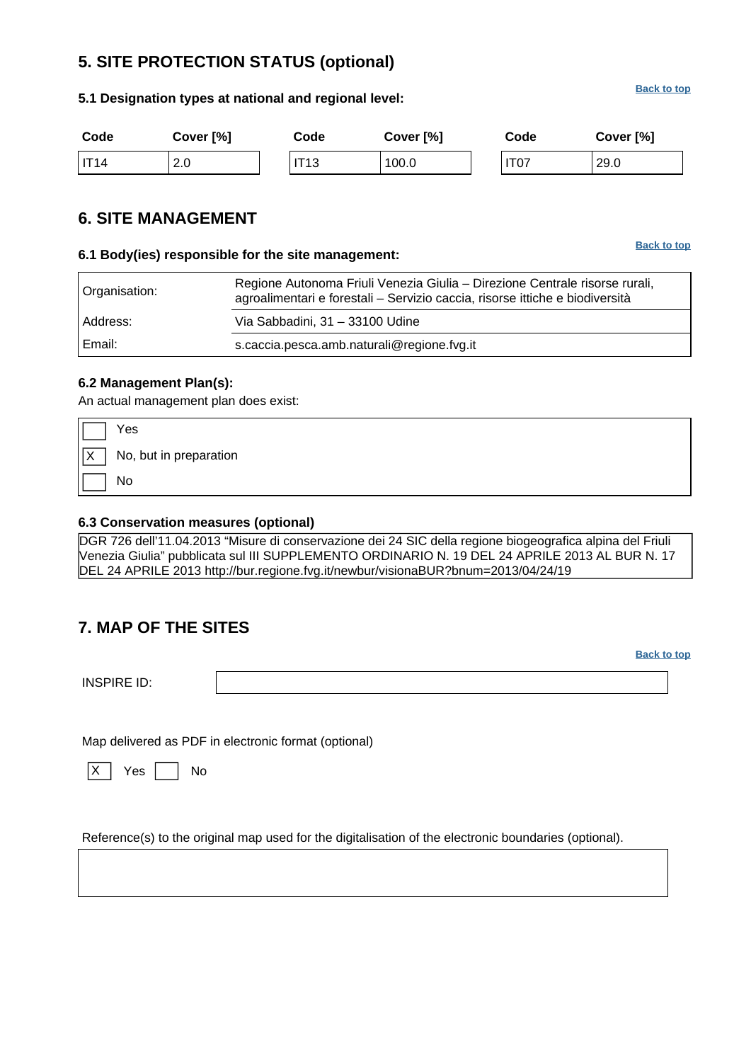## 5. SITE PROTECTION STATUS (optional)

### 5.1 Designation types at national and regional level:

Back to top

| Code | Cover [%] | Code | Cover [%] | Code | Cover [%] |
|---|---|---|---|---|---|
| IT14 | 2.0 | IT13 | 100.0 | IT07 | 29.0 |

## 6. SITE MANAGEMENT

### 6.1 Body(ies) responsible for the site management:

Back to top

| | |
|---|---|
| Organisation: | Regione Autonoma Friuli Venezia Giulia – Direzione Centrale risorse rurali, agroalimentari e forestali – Servizio caccia, risorse ittiche e biodiversità |
| Address: | Via Sabbadini, 31 – 33100 Udine |
| Email: | s.caccia.pesca.amb.naturali@regione.fvg.it |

### 6.2 Management Plan(s):

An actual management plan does exist:

- [ ] Yes
- [X] No, but in preparation
- [ ] No

### 6.3 Conservation measures (optional)

DGR 726 dell'11.04.2013 "Misure di conservazione dei 24 SIC della regione biogeografica alpina del Friuli Venezia Giulia" pubblicata sul III SUPPLEMENTO ORDINARIO N. 19 DEL 24 APRILE 2013 AL BUR N. 17 DEL 24 APRILE 2013 http://bur.regione.fvg.it/newbur/visionaBUR?bnum=2013/04/24/19

## 7. MAP OF THE SITES

Back to top

INSPIRE ID:

Map delivered as PDF in electronic format (optional)

- [X] Yes
- [ ] No

Reference(s) to the original map used for the digitalisation of the electronic boundaries (optional).